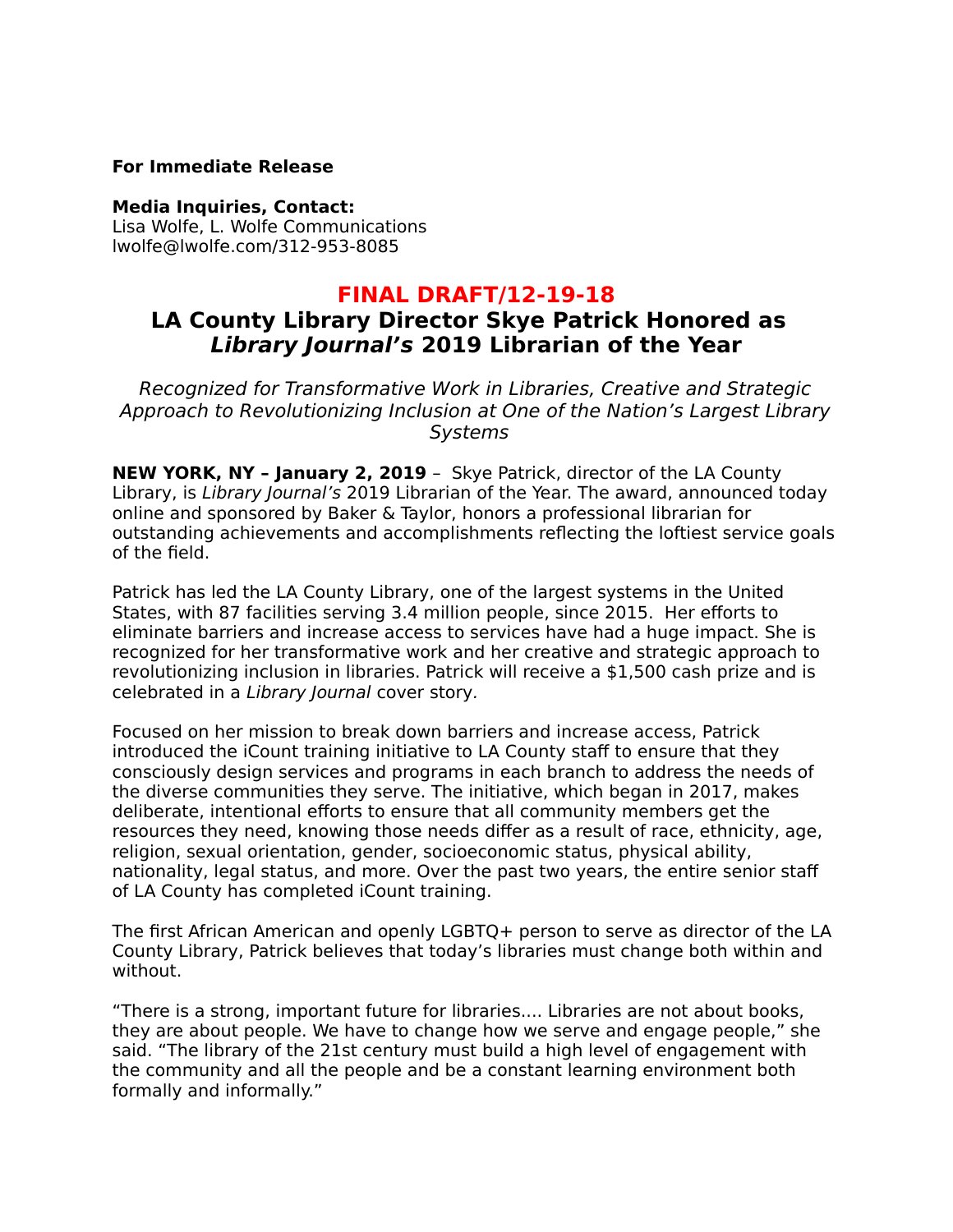**For Immediate Release**

**Media Inquiries, Contact:**
Lisa Wolfe, L. Wolfe Communications
lwolfe@lwolfe.com/312-953-8085

**FINAL DRAFT/12-19-18**

# LA County Library Director Skye Patrick Honored as *Library Journal's* 2019 Librarian of the Year

*Recognized for Transformative Work in Libraries, Creative and Strategic Approach to Revolutionizing Inclusion at One of the Nation's Largest Library Systems*

**NEW YORK, NY – January 2, 2019** – Skye Patrick, director of the LA County Library, is *Library Journal's* 2019 Librarian of the Year. The award, announced today online and sponsored by Baker & Taylor, honors a professional librarian for outstanding achievements and accomplishments reflecting the loftiest service goals of the field.

Patrick has led the LA County Library, one of the largest systems in the United States, with 87 facilities serving 3.4 million people, since 2015. Her efforts to eliminate barriers and increase access to services have had a huge impact. She is recognized for her transformative work and her creative and strategic approach to revolutionizing inclusion in libraries. Patrick will receive a $1,500 cash prize and is celebrated in a *Library Journal* cover story.

Focused on her mission to break down barriers and increase access, Patrick introduced the iCount training initiative to LA County staff to ensure that they consciously design services and programs in each branch to address the needs of the diverse communities they serve. The initiative, which began in 2017, makes deliberate, intentional efforts to ensure that all community members get the resources they need, knowing those needs differ as a result of race, ethnicity, age, religion, sexual orientation, gender, socioeconomic status, physical ability, nationality, legal status, and more. Over the past two years, the entire senior staff of LA County has completed iCount training.

The first African American and openly LGBTQ+ person to serve as director of the LA County Library, Patrick believes that today's libraries must change both within and without.

"There is a strong, important future for libraries.... Libraries are not about books, they are about people. We have to change how we serve and engage people," she said. "The library of the 21st century must build a high level of engagement with the community and all the people and be a constant learning environment both formally and informally."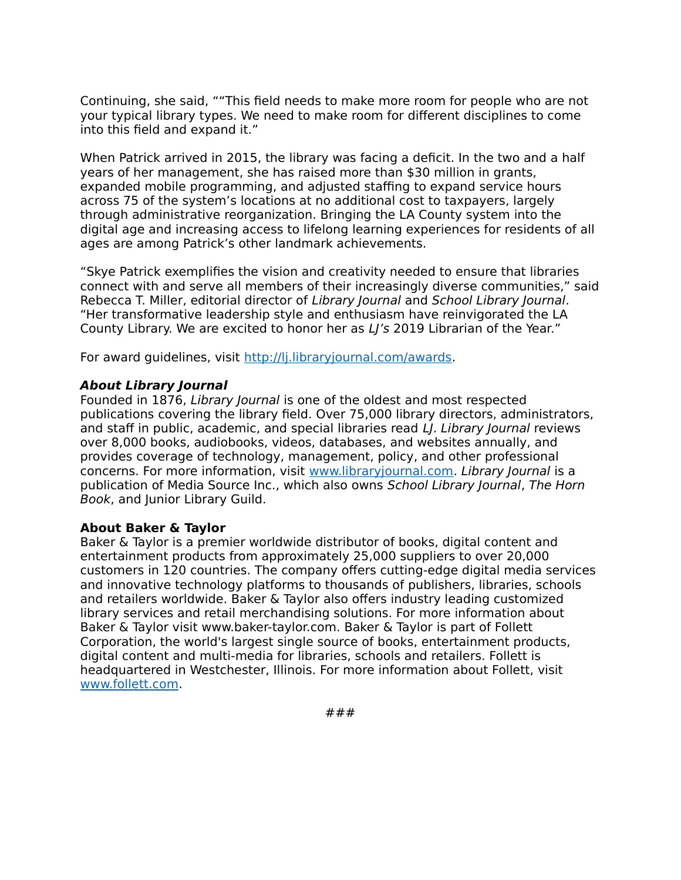Continuing, she said, ""This field needs to make more room for people who are not your typical library types. We need to make room for different disciplines to come into this field and expand it."

When Patrick arrived in 2015, the library was facing a deficit. In the two and a half years of her management, she has raised more than $30 million in grants, expanded mobile programming, and adjusted staffing to expand service hours across 75 of the system's locations at no additional cost to taxpayers, largely through administrative reorganization. Bringing the LA County system into the digital age and increasing access to lifelong learning experiences for residents of all ages are among Patrick's other landmark achievements.

"Skye Patrick exemplifies the vision and creativity needed to ensure that libraries connect with and serve all members of their increasingly diverse communities," said Rebecca T. Miller, editorial director of *Library Journal* and *School Library Journal*. "Her transformative leadership style and enthusiasm have reinvigorated the LA County Library. We are excited to honor her as *LJ's* 2019 Librarian of the Year."

For award guidelines, visit [http://lj.libraryjournal.com/awards](http://lj.libraryjournal.com/awards).

***About Library Journal***
Founded in 1876, *Library Journal* is one of the oldest and most respected publications covering the library field. Over 75,000 library directors, administrators, and staff in public, academic, and special libraries read *LJ*. *Library Journal* reviews over 8,000 books, audiobooks, videos, databases, and websites annually, and provides coverage of technology, management, policy, and other professional concerns. For more information, visit [www.libraryjournal.com](http://www.libraryjournal.com). *Library Journal* is a publication of Media Source Inc., which also owns *School Library Journal*, *The Horn Book*, and Junior Library Guild.

**About Baker & Taylor**
Baker & Taylor is a premier worldwide distributor of books, digital content and entertainment products from approximately 25,000 suppliers to over 20,000 customers in 120 countries. The company offers cutting-edge digital media services and innovative technology platforms to thousands of publishers, libraries, schools and retailers worldwide. Baker & Taylor also offers industry leading customized library services and retail merchandising solutions. For more information about Baker & Taylor visit www.baker-taylor.com. Baker & Taylor is part of Follett Corporation, the world's largest single source of books, entertainment products, digital content and multi-media for libraries, schools and retailers. Follett is headquartered in Westchester, Illinois. For more information about Follett, visit [www.follett.com](http://www.follett.com).

###